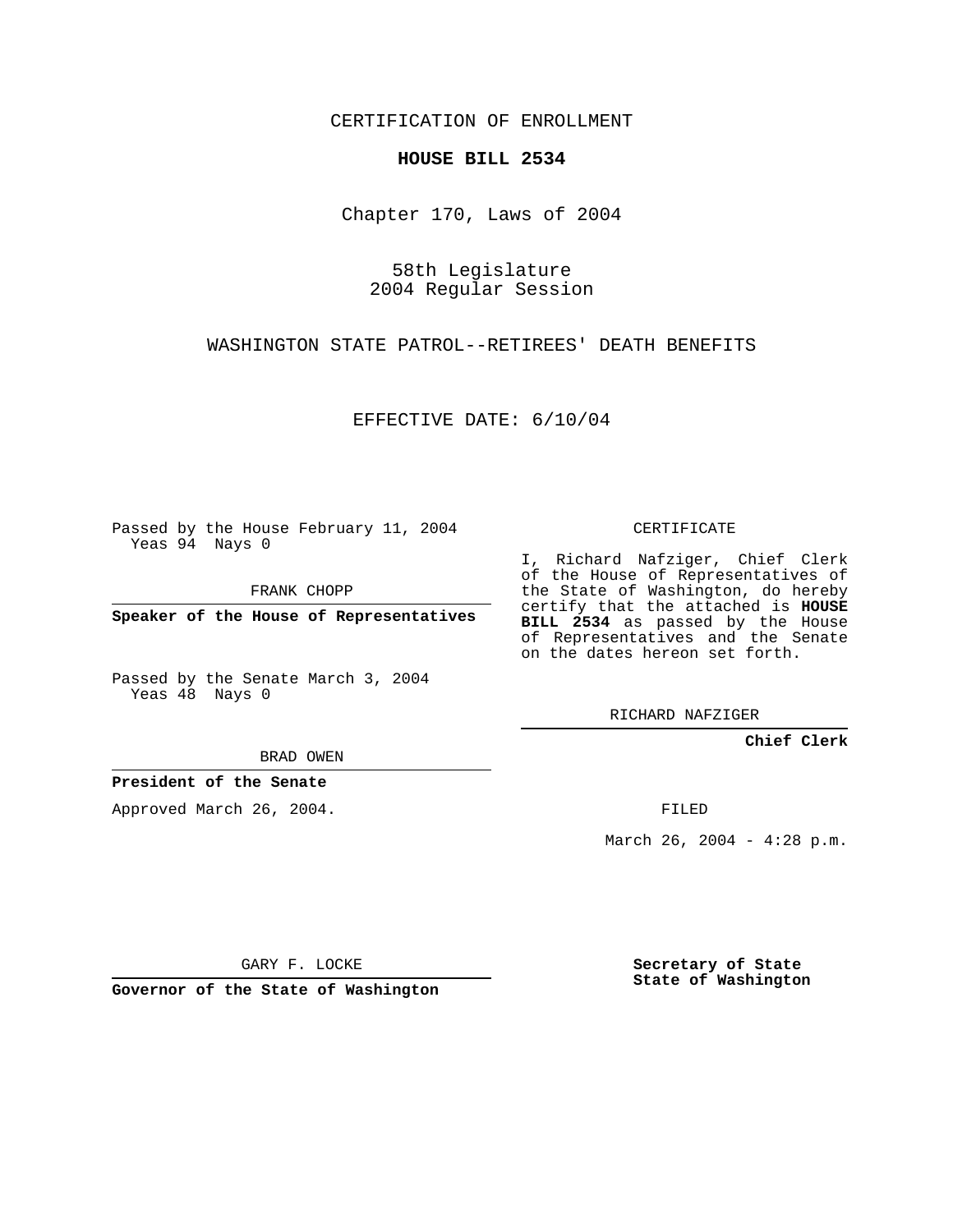CERTIFICATION OF ENROLLMENT

**HOUSE BILL 2534**

Chapter 170, Laws of 2004

58th Legislature
2004 Regular Session

WASHINGTON STATE PATROL--RETIREES' DEATH BENEFITS

EFFECTIVE DATE: 6/10/04

Passed by the House February 11, 2004
Yeas 94 Nays 0

FRANK CHOPP

**Speaker of the House of Representatives**

Passed by the Senate March 3, 2004
Yeas 48 Nays 0

BRAD OWEN

**President of the Senate**

Approved March 26, 2004.

GARY F. LOCKE

**Governor of the State of Washington**

CERTIFICATE

I, Richard Nafziger, Chief Clerk of the House of Representatives of the State of Washington, do hereby certify that the attached is **HOUSE BILL 2534** as passed by the House of Representatives and the Senate on the dates hereon set forth.

RICHARD NAFZIGER

**Chief Clerk**

FILED

March 26, 2004 - 4:28 p.m.

**Secretary of State**
**State of Washington**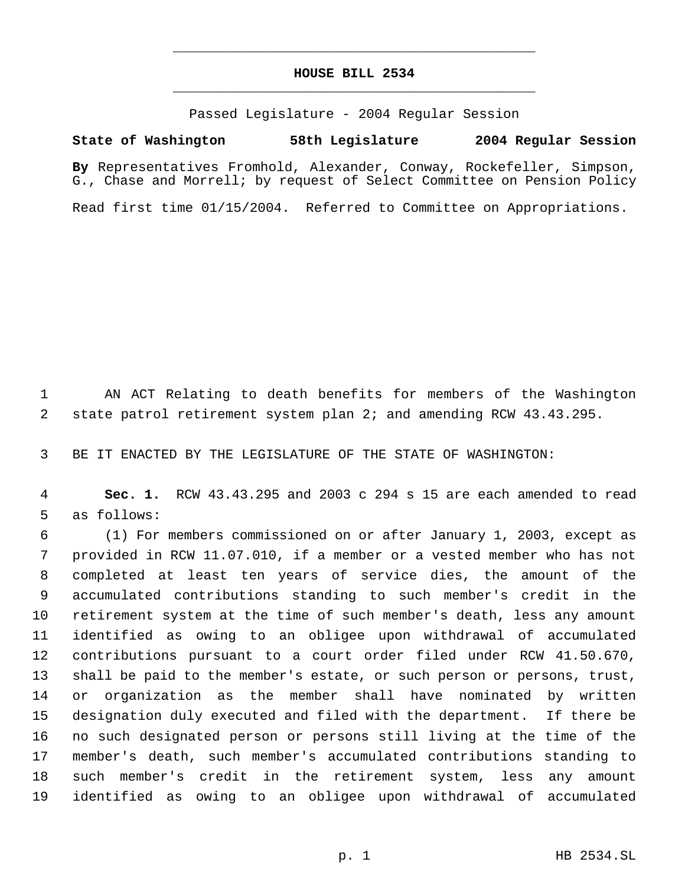# HOUSE BILL 2534

Passed Legislature - 2004 Regular Session

**State of Washington 58th Legislature 2004 Regular Session**

**By** Representatives Fromhold, Alexander, Conway, Rockefeller, Simpson, G., Chase and Morrell; by request of Select Committee on Pension Policy

Read first time 01/15/2004. Referred to Committee on Appropriations.

AN ACT Relating to death benefits for members of the Washington state patrol retirement system plan 2; and amending RCW 43.43.295.

BE IT ENACTED BY THE LEGISLATURE OF THE STATE OF WASHINGTON:

**Sec. 1.** RCW 43.43.295 and 2003 c 294 s 15 are each amended to read as follows:

(1) For members commissioned on or after January 1, 2003, except as provided in RCW 11.07.010, if a member or a vested member who has not completed at least ten years of service dies, the amount of the accumulated contributions standing to such member's credit in the retirement system at the time of such member's death, less any amount identified as owing to an obligee upon withdrawal of accumulated contributions pursuant to a court order filed under RCW 41.50.670, shall be paid to the member's estate, or such person or persons, trust, or organization as the member shall have nominated by written designation duly executed and filed with the department. If there be no such designated person or persons still living at the time of the member's death, such member's accumulated contributions standing to such member's credit in the retirement system, less any amount identified as owing to an obligee upon withdrawal of accumulated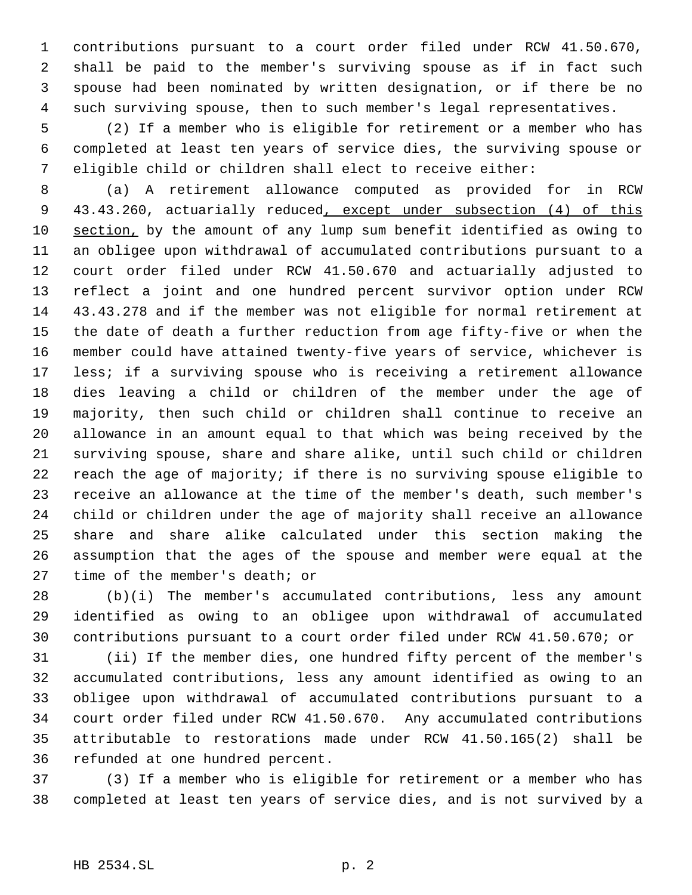contributions pursuant to a court order filed under RCW 41.50.670, shall be paid to the member's surviving spouse as if in fact such spouse had been nominated by written designation, or if there be no such surviving spouse, then to such member's legal representatives.

(2) If a member who is eligible for retirement or a member who has completed at least ten years of service dies, the surviving spouse or eligible child or children shall elect to receive either:

(a) A retirement allowance computed as provided for in RCW 43.43.260, actuarially reduced, except under subsection (4) of this section, by the amount of any lump sum benefit identified as owing to an obligee upon withdrawal of accumulated contributions pursuant to a court order filed under RCW 41.50.670 and actuarially adjusted to reflect a joint and one hundred percent survivor option under RCW 43.43.278 and if the member was not eligible for normal retirement at the date of death a further reduction from age fifty-five or when the member could have attained twenty-five years of service, whichever is less; if a surviving spouse who is receiving a retirement allowance dies leaving a child or children of the member under the age of majority, then such child or children shall continue to receive an allowance in an amount equal to that which was being received by the surviving spouse, share and share alike, until such child or children reach the age of majority; if there is no surviving spouse eligible to receive an allowance at the time of the member's death, such member's child or children under the age of majority shall receive an allowance share and share alike calculated under this section making the assumption that the ages of the spouse and member were equal at the time of the member's death; or

(b)(i) The member's accumulated contributions, less any amount identified as owing to an obligee upon withdrawal of accumulated contributions pursuant to a court order filed under RCW 41.50.670; or

(ii) If the member dies, one hundred fifty percent of the member's accumulated contributions, less any amount identified as owing to an obligee upon withdrawal of accumulated contributions pursuant to a court order filed under RCW 41.50.670. Any accumulated contributions attributable to restorations made under RCW 41.50.165(2) shall be refunded at one hundred percent.

(3) If a member who is eligible for retirement or a member who has completed at least ten years of service dies, and is not survived by a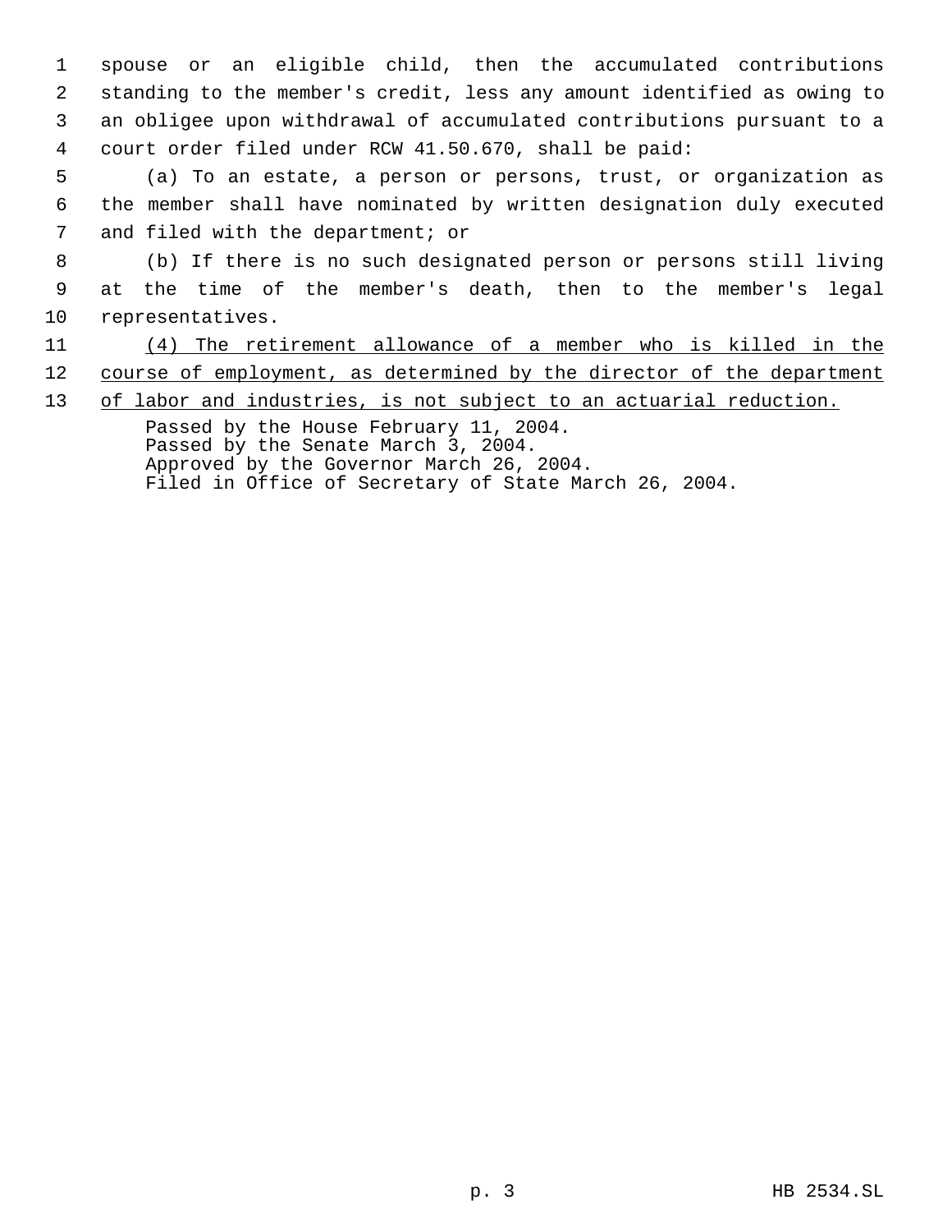spouse or an eligible child, then the accumulated contributions standing to the member's credit, less any amount identified as owing to an obligee upon withdrawal of accumulated contributions pursuant to a court order filed under RCW 41.50.670, shall be paid:

(a) To an estate, a person or persons, trust, or organization as the member shall have nominated by written designation duly executed and filed with the department; or

(b) If there is no such designated person or persons still living at the time of the member's death, then to the member's legal representatives.

<u>(4) The retirement allowance of a member who is killed in the course of employment, as determined by the director of the department of labor and industries, is not subject to an actuarial reduction.</u>

Passed by the House February 11, 2004.
Passed by the Senate March 3, 2004.
Approved by the Governor March 26, 2004.
Filed in Office of Secretary of State March 26, 2004.